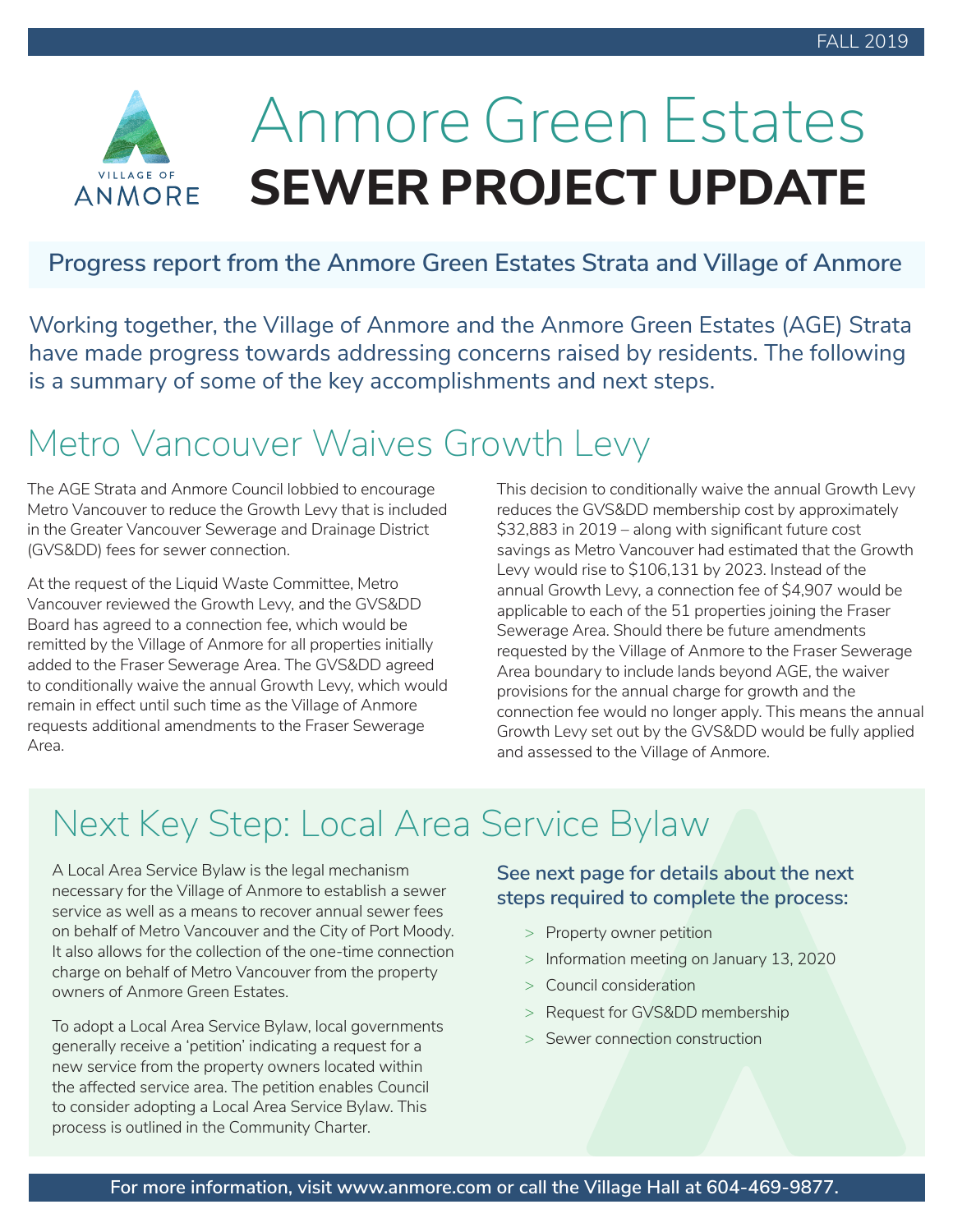FALL 2019

VILLAGE OF ANMORE

# Anmore Green Estates SEWER PROJECT UPDATE

**Progress report from the Anmore Green Estates Strata and Village of Anmore**

Working together, the Village of Anmore and the Anmore Green Estates (AGE) Strata have made progress towards addressing concerns raised by residents. The following is a summary of some of the key accomplishments and next steps.

## Metro Vancouver Waives Growth Levy

The AGE Strata and Anmore Council lobbied to encourage Metro Vancouver to reduce the Growth Levy that is included in the Greater Vancouver Sewerage and Drainage District (GVS&DD) fees for sewer connection.

At the request of the Liquid Waste Committee, Metro Vancouver reviewed the Growth Levy, and the GVS&DD Board has agreed to a connection fee, which would be remitted by the Village of Anmore for all properties initially added to the Fraser Sewerage Area. The GVS&DD agreed to conditionally waive the annual Growth Levy, which would remain in effect until such time as the Village of Anmore requests additional amendments to the Fraser Sewerage Area.

This decision to conditionally waive the annual Growth Levy reduces the GVS&DD membership cost by approximately $32,883 in 2019 – along with significant future cost savings as Metro Vancouver had estimated that the Growth Levy would rise to $106,131 by 2023. Instead of the annual Growth Levy, a connection fee of $4,907 would be applicable to each of the 51 properties joining the Fraser Sewerage Area. Should there be future amendments requested by the Village of Anmore to the Fraser Sewerage Area boundary to include lands beyond AGE, the waiver provisions for the annual charge for growth and the connection fee would no longer apply. This means the annual Growth Levy set out by the GVS&DD would be fully applied and assessed to the Village of Anmore.

## Next Key Step: Local Area Service Bylaw

A Local Area Service Bylaw is the legal mechanism necessary for the Village of Anmore to establish a sewer service as well as a means to recover annual sewer fees on behalf of Metro Vancouver and the City of Port Moody. It also allows for the collection of the one-time connection charge on behalf of Metro Vancouver from the property owners of Anmore Green Estates.

To adopt a Local Area Service Bylaw, local governments generally receive a 'petition' indicating a request for a new service from the property owners located within the affected service area. The petition enables Council to consider adopting a Local Area Service Bylaw. This process is outlined in the Community Charter.

**See next page for details about the next steps required to complete the process:**

- Property owner petition
- Information meeting on January 13, 2020
- Council consideration
- Request for GVS&DD membership
- Sewer connection construction

**For more information, visit www.anmore.com or call the Village Hall at 604-469-9877.**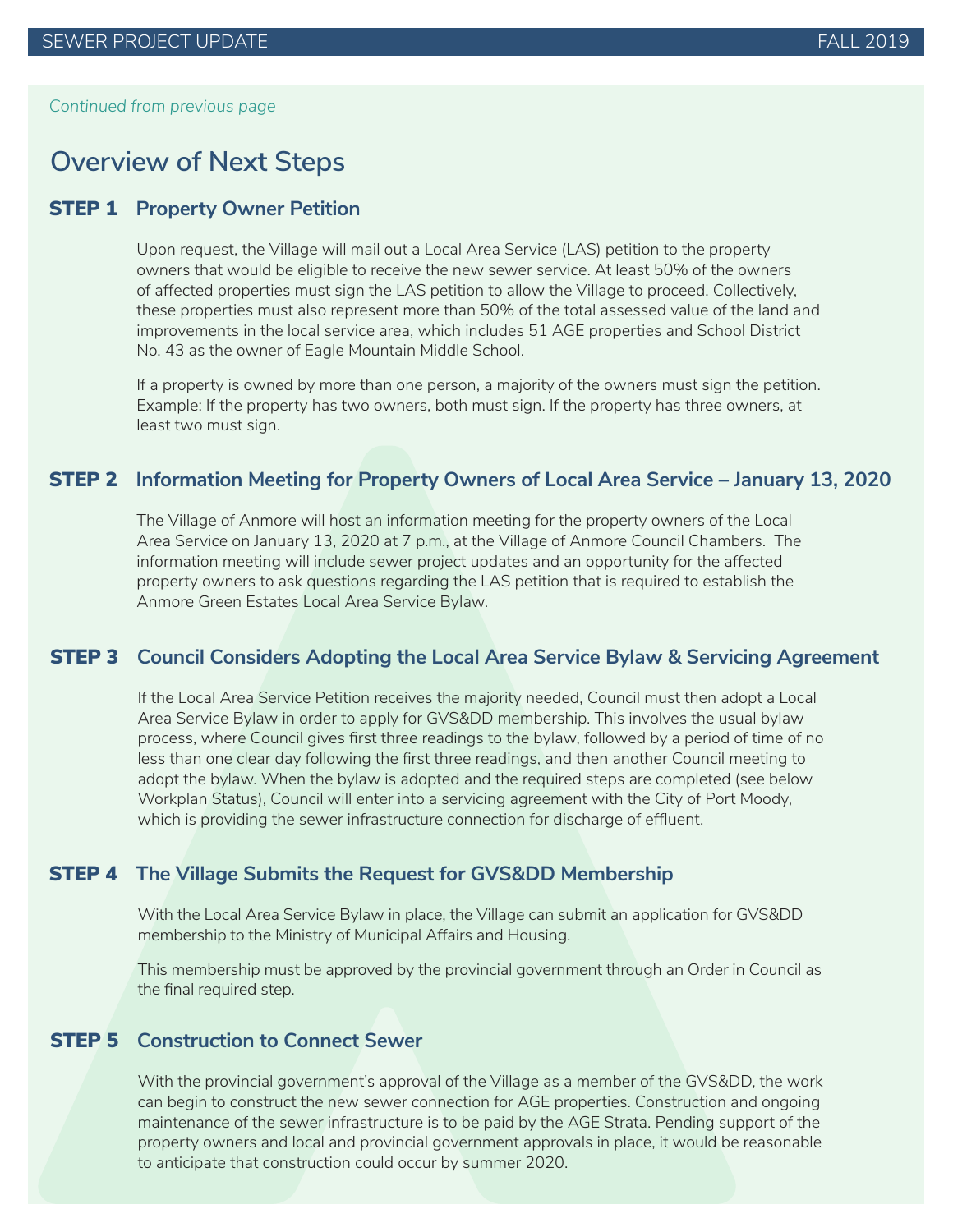*Continued from previous page*

# Overview of Next Steps

## STEP 1 Property Owner Petition

Upon request, the Village will mail out a Local Area Service (LAS) petition to the property owners that would be eligible to receive the new sewer service. At least 50% of the owners of affected properties must sign the LAS petition to allow the Village to proceed. Collectively, these properties must also represent more than 50% of the total assessed value of the land and improvements in the local service area, which includes 51 AGE properties and School District No. 43 as the owner of Eagle Mountain Middle School.

If a property is owned by more than one person, a majority of the owners must sign the petition. Example: If the property has two owners, both must sign. If the property has three owners, at least two must sign.

## STEP 2 Information Meeting for Property Owners of Local Area Service – January 13, 2020

The Village of Anmore will host an information meeting for the property owners of the Local Area Service on January 13, 2020 at 7 p.m., at the Village of Anmore Council Chambers. The information meeting will include sewer project updates and an opportunity for the affected property owners to ask questions regarding the LAS petition that is required to establish the Anmore Green Estates Local Area Service Bylaw.

## STEP 3 Council Considers Adopting the Local Area Service Bylaw & Servicing Agreement

If the Local Area Service Petition receives the majority needed, Council must then adopt a Local Area Service Bylaw in order to apply for GVS&DD membership. This involves the usual bylaw process, where Council gives first three readings to the bylaw, followed by a period of time of no less than one clear day following the first three readings, and then another Council meeting to adopt the bylaw. When the bylaw is adopted and the required steps are completed (see below Workplan Status), Council will enter into a servicing agreement with the City of Port Moody, which is providing the sewer infrastructure connection for discharge of effluent.

## STEP 4 The Village Submits the Request for GVS&DD Membership

With the Local Area Service Bylaw in place, the Village can submit an application for GVS&DD membership to the Ministry of Municipal Affairs and Housing.

This membership must be approved by the provincial government through an Order in Council as the final required step.

## STEP 5 Construction to Connect Sewer

With the provincial government's approval of the Village as a member of the GVS&DD, the work can begin to construct the new sewer connection for AGE properties. Construction and ongoing maintenance of the sewer infrastructure is to be paid by the AGE Strata. Pending support of the property owners and local and provincial government approvals in place, it would be reasonable to anticipate that construction could occur by summer 2020.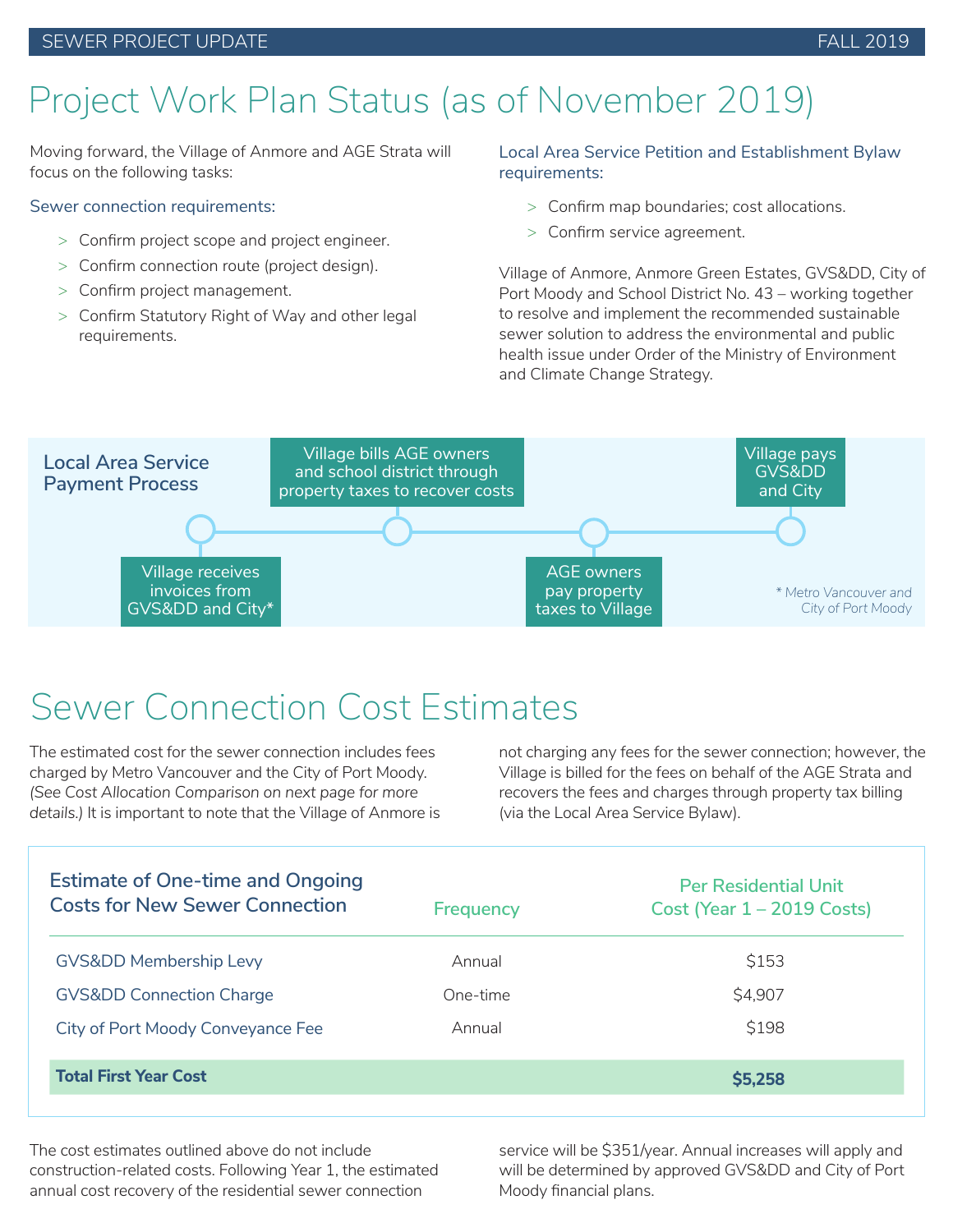# Project Work Plan Status (as of November 2019)

Moving forward, the Village of Anmore and AGE Strata will focus on the following tasks:

### Sewer connection requirements:

- Confirm project scope and project engineer.
- Confirm connection route (project design).
- Confirm project management.
- Confirm Statutory Right of Way and other legal requirements.

### Local Area Service Petition and Establishment Bylaw requirements:

- Confirm map boundaries; cost allocations.
- Confirm service agreement.

Village of Anmore, Anmore Green Estates, GVS&DD, City of Port Moody and School District No. 43 – working together to resolve and implement the recommended sustainable sewer solution to address the environmental and public health issue under Order of the Ministry of Environment and Climate Change Strategy.

### Local Area Service Payment Process

1. Village receives invoices from GVS&DD and City*
2. Village bills AGE owners and school district through property taxes to recover costs
3. AGE owners pay property taxes to Village
4. Village pays GVS&DD and City

\* Metro Vancouver and City of Port Moody

# Sewer Connection Cost Estimates

The estimated cost for the sewer connection includes fees charged by Metro Vancouver and the City of Port Moody. *(See Cost Allocation Comparison on next page for more details.)* It is important to note that the Village of Anmore is not charging any fees for the sewer connection; however, the Village is billed for the fees on behalf of the AGE Strata and recovers the fees and charges through property tax billing (via the Local Area Service Bylaw).

| Estimate of One-time and Ongoing Costs for New Sewer Connection | Frequency | Per Residential Unit Cost (Year 1 – 2019 Costs) |
|---|---|---|
| GVS&DD Membership Levy | Annual | $153 |
| GVS&DD Connection Charge | One-time | $4,907 |
| City of Port Moody Conveyance Fee | Annual | $198 |
| **Total First Year Cost** | | **$5,258** |

The cost estimates outlined above do not include construction-related costs. Following Year 1, the estimated annual cost recovery of the residential sewer connection service will be $351/year. Annual increases will apply and will be determined by approved GVS&DD and City of Port Moody financial plans.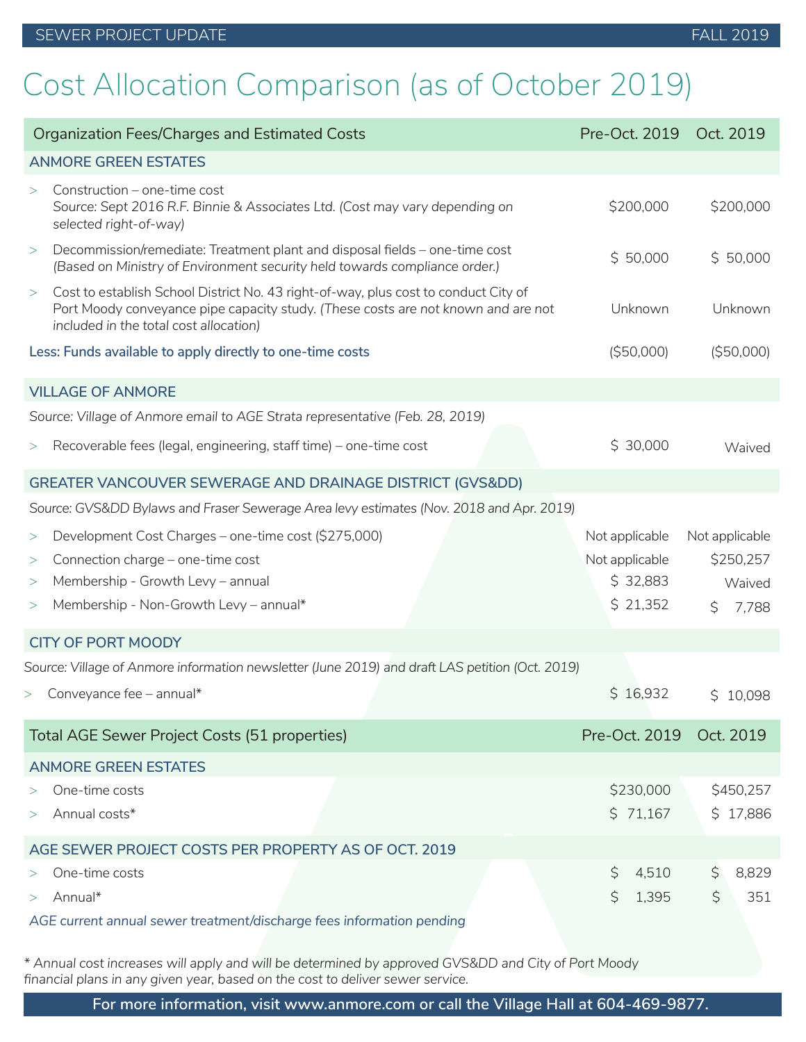# Cost Allocation Comparison (as of October 2019)

| Organization Fees/Charges and Estimated Costs | Pre-Oct. 2019 | Oct. 2019 |
|---|---|---|
| **ANMORE GREEN ESTATES** | | |
| > Construction – one-time cost *Source: Sept 2016 R.F. Binnie & Associates Ltd. (Cost may vary depending on selected right-of-way)* | $200,000 | $200,000 |
| > Decommission/remediate: Treatment plant and disposal fields – one-time cost *(Based on Ministry of Environment security held towards compliance order.)* | $ 50,000 | $ 50,000 |
| > Cost to establish School District No. 43 right-of-way, plus cost to conduct City of Port Moody conveyance pipe capacity study. *(These costs are not known and are not included in the total cost allocation)* | Unknown | Unknown |
| Less: Funds available to apply directly to one-time costs | ($50,000) | ($50,000) |
| **VILLAGE OF ANMORE** | | |
| *Source: Village of Anmore email to AGE Strata representative (Feb. 28, 2019)* | | |
| > Recoverable fees (legal, engineering, staff time) – one-time cost | $ 30,000 | Waived |
| **GREATER VANCOUVER SEWERAGE AND DRAINAGE DISTRICT (GVS&DD)** | | |
| *Source: GVS&DD Bylaws and Fraser Sewerage Area levy estimates (Nov. 2018 and Apr. 2019)* | | |
| > Development Cost Charges – one-time cost ($275,000) | Not applicable | Not applicable |
| > Connection charge – one-time cost | Not applicable | $250,257 |
| > Membership - Growth Levy – annual | $ 32,883 | Waived |
| > Membership - Non-Growth Levy – annual* | $ 21,352 | $ 7,788 |
| **CITY OF PORT MOODY** | | |
| *Source: Village of Anmore information newsletter (June 2019) and draft LAS petition (Oct. 2019)* | | |
| > Conveyance fee – annual* | $ 16,932 | $ 10,098 |

| Total AGE Sewer Project Costs (51 properties) | Pre-Oct. 2019 | Oct. 2019 |
|---|---|---|
| **ANMORE GREEN ESTATES** | | |
| > One-time costs | $230,000 | $450,257 |
| > Annual costs* | $ 71,167 | $ 17,886 |
| **AGE SEWER PROJECT COSTS PER PROPERTY AS OF OCT. 2019** | | |
| > One-time costs | $ 4,510 | $ 8,829 |
| > Annual* | $ 1,395 | $ 351 |

*AGE current annual sewer treatment/discharge fees information pending*

*\* Annual cost increases will apply and will be determined by approved GVS&DD and City of Port Moody financial plans in any given year, based on the cost to deliver sewer service.*

**For more information, visit www.anmore.com or call the Village Hall at 604-469-9877.**